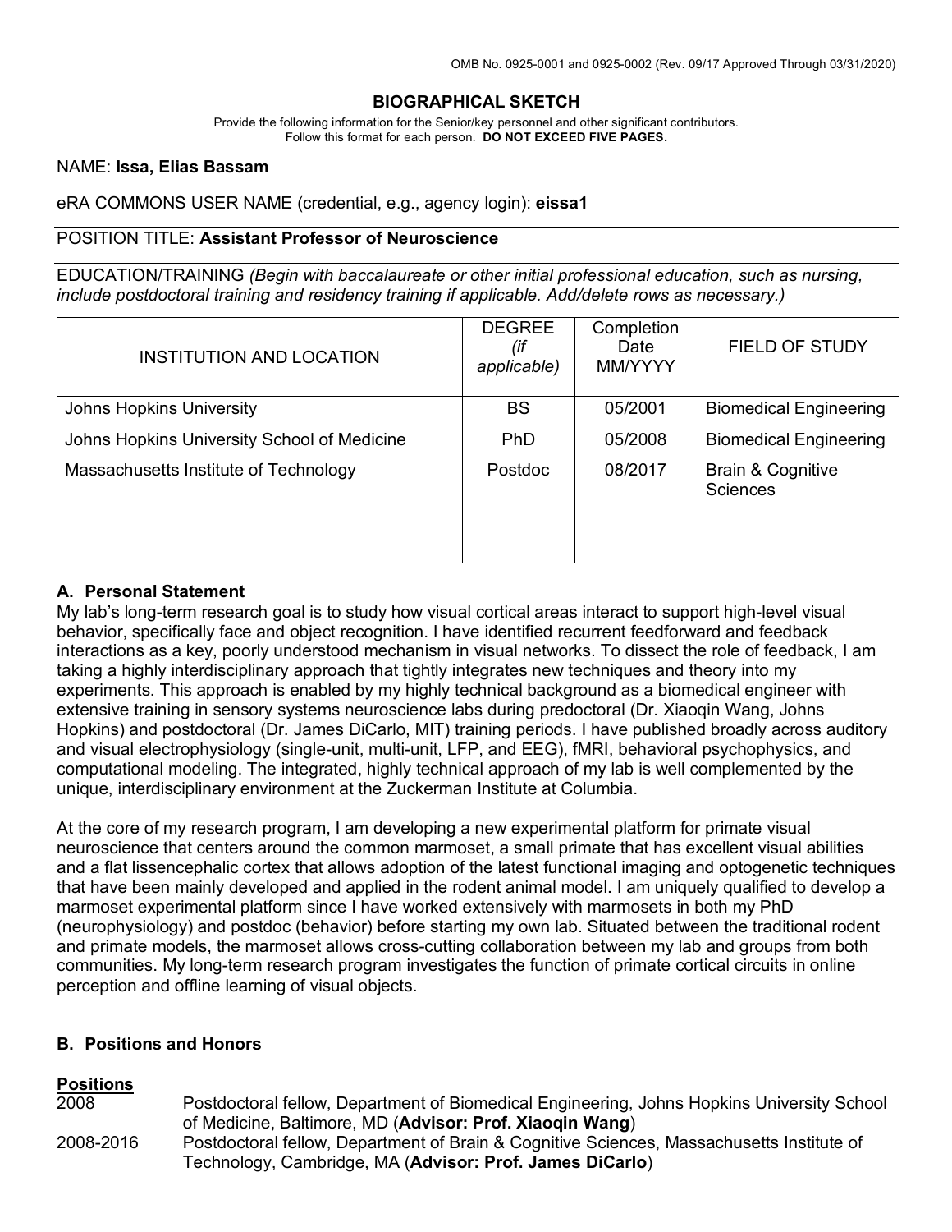OMB No. 0925-0001 and 0925-0002 (Rev. 09/17 Approved Through 03/31/2020)

# BIOGRAPHICAL SKETCH

Provide the following information for the Senior/key personnel and other significant contributors.
Follow this format for each person. **DO NOT EXCEED FIVE PAGES.**

NAME: **Issa, Elias Bassam**

eRA COMMONS USER NAME (credential, e.g., agency login): **eissa1**

POSITION TITLE: **Assistant Professor of Neuroscience**

EDUCATION/TRAINING *(Begin with baccalaureate or other initial professional education, such as nursing, include postdoctoral training and residency training if applicable. Add/delete rows as necessary.)*

| INSTITUTION AND LOCATION | DEGREE *(if applicable)* | Completion Date MM/YYYY | FIELD OF STUDY |
|---|---|---|---|
| Johns Hopkins University | BS | 05/2001 | Biomedical Engineering |
| Johns Hopkins University School of Medicine | PhD | 05/2008 | Biomedical Engineering |
| Massachusetts Institute of Technology | Postdoc | 08/2017 | Brain & Cognitive Sciences |

## A. Personal Statement

My lab's long-term research goal is to study how visual cortical areas interact to support high-level visual behavior, specifically face and object recognition. I have identified recurrent feedforward and feedback interactions as a key, poorly understood mechanism in visual networks. To dissect the role of feedback, I am taking a highly interdisciplinary approach that tightly integrates new techniques and theory into my experiments. This approach is enabled by my highly technical background as a biomedical engineer with extensive training in sensory systems neuroscience labs during predoctoral (Dr. Xiaoqin Wang, Johns Hopkins) and postdoctoral (Dr. James DiCarlo, MIT) training periods. I have published broadly across auditory and visual electrophysiology (single-unit, multi-unit, LFP, and EEG), fMRI, behavioral psychophysics, and computational modeling. The integrated, highly technical approach of my lab is well complemented by the unique, interdisciplinary environment at the Zuckerman Institute at Columbia.

At the core of my research program, I am developing a new experimental platform for primate visual neuroscience that centers around the common marmoset, a small primate that has excellent visual abilities and a flat lissencephalic cortex that allows adoption of the latest functional imaging and optogenetic techniques that have been mainly developed and applied in the rodent animal model. I am uniquely qualified to develop a marmoset experimental platform since I have worked extensively with marmosets in both my PhD (neurophysiology) and postdoc (behavior) before starting my own lab. Situated between the traditional rodent and primate models, the marmoset allows cross-cutting collaboration between my lab and groups from both communities. My long-term research program investigates the function of primate cortical circuits in online perception and offline learning of visual objects.

## B. Positions and Honors

**Positions**

2008 — Postdoctoral fellow, Department of Biomedical Engineering, Johns Hopkins University School of Medicine, Baltimore, MD (**Advisor: Prof. Xiaoqin Wang**)

2008-2016 — Postdoctoral fellow, Department of Brain & Cognitive Sciences, Massachusetts Institute of Technology, Cambridge, MA (**Advisor: Prof. James DiCarlo**)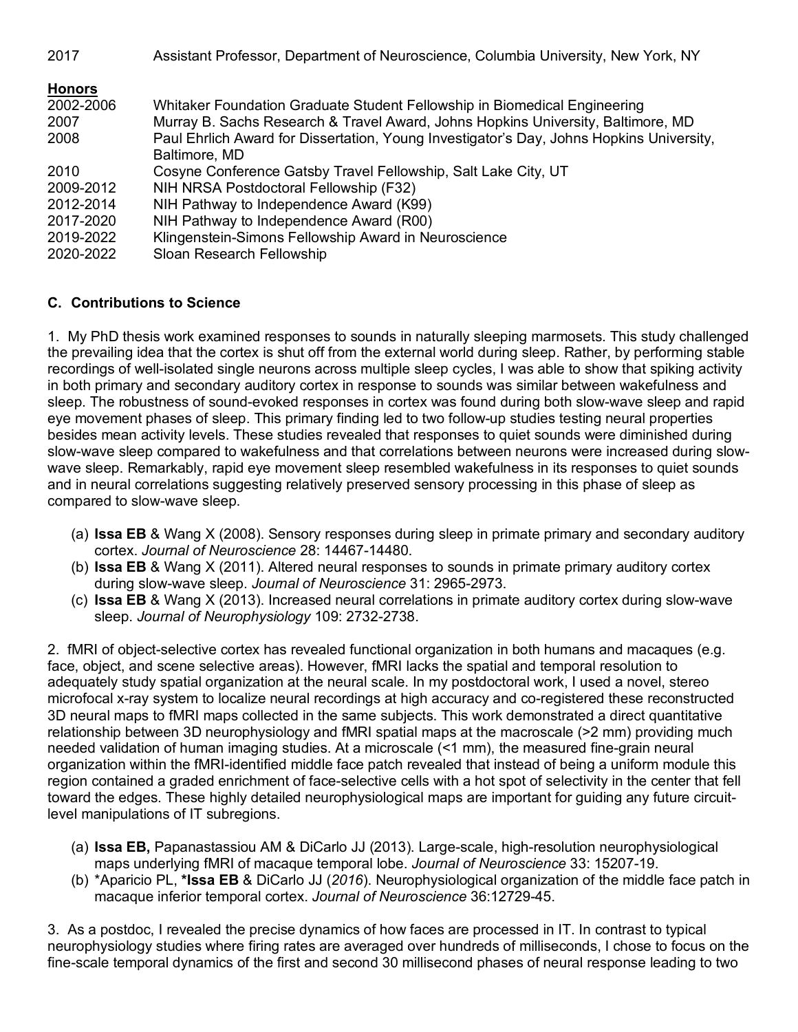| | |
|---|---|
| 2017 | Assistant Professor, Department of Neuroscience, Columbia University, New York, NY |

**Honors**

| | |
|---|---|
| 2002-2006 | Whitaker Foundation Graduate Student Fellowship in Biomedical Engineering |
| 2007 | Murray B. Sachs Research & Travel Award, Johns Hopkins University, Baltimore, MD |
| 2008 | Paul Ehrlich Award for Dissertation, Young Investigator's Day, Johns Hopkins University, Baltimore, MD |
| 2010 | Cosyne Conference Gatsby Travel Fellowship, Salt Lake City, UT |
| 2009-2012 | NIH NRSA Postdoctoral Fellowship (F32) |
| 2012-2014 | NIH Pathway to Independence Award (K99) |
| 2017-2020 | NIH Pathway to Independence Award (R00) |
| 2019-2022 | Klingenstein-Simons Fellowship Award in Neuroscience |
| 2020-2022 | Sloan Research Fellowship |

## C. Contributions to Science

1. My PhD thesis work examined responses to sounds in naturally sleeping marmosets. This study challenged the prevailing idea that the cortex is shut off from the external world during sleep. Rather, by performing stable recordings of well-isolated single neurons across multiple sleep cycles, I was able to show that spiking activity in both primary and secondary auditory cortex in response to sounds was similar between wakefulness and sleep. The robustness of sound-evoked responses in cortex was found during both slow-wave sleep and rapid eye movement phases of sleep. This primary finding led to two follow-up studies testing neural properties besides mean activity levels. These studies revealed that responses to quiet sounds were diminished during slow-wave sleep compared to wakefulness and that correlations between neurons were increased during slow-wave sleep. Remarkably, rapid eye movement sleep resembled wakefulness in its responses to quiet sounds and in neural correlations suggesting relatively preserved sensory processing in this phase of sleep as compared to slow-wave sleep.

   (a) **Issa EB** & Wang X (2008). Sensory responses during sleep in primate primary and secondary auditory cortex. *Journal of Neuroscience* 28: 14467-14480.
   (b) **Issa EB** & Wang X (2011). Altered neural responses to sounds in primate primary auditory cortex during slow-wave sleep. *Journal of Neuroscience* 31: 2965-2973.
   (c) **Issa EB** & Wang X (2013). Increased neural correlations in primate auditory cortex during slow-wave sleep. *Journal of Neurophysiology* 109: 2732-2738.

2. fMRI of object-selective cortex has revealed functional organization in both humans and macaques (e.g. face, object, and scene selective areas). However, fMRI lacks the spatial and temporal resolution to adequately study spatial organization at the neural scale. In my postdoctoral work, I used a novel, stereo microfocal x-ray system to localize neural recordings at high accuracy and co-registered these reconstructed 3D neural maps to fMRI maps collected in the same subjects. This work demonstrated a direct quantitative relationship between 3D neurophysiology and fMRI spatial maps at the macroscale (>2 mm) providing much needed validation of human imaging studies. At a microscale (<1 mm), the measured fine-grain neural organization within the fMRI-identified middle face patch revealed that instead of being a uniform module this region contained a graded enrichment of face-selective cells with a hot spot of selectivity in the center that fell toward the edges. These highly detailed neurophysiological maps are important for guiding any future circuit-level manipulations of IT subregions.

   (a) **Issa EB,** Papanastassiou AM & DiCarlo JJ (2013). Large-scale, high-resolution neurophysiological maps underlying fMRI of macaque temporal lobe. *Journal of Neuroscience* 33: 15207-19.
   (b) *Aparicio PL, ***Issa EB** & DiCarlo JJ (*2016*). Neurophysiological organization of the middle face patch in macaque inferior temporal cortex. *Journal of Neuroscience* 36:12729-45.

3. As a postdoc, I revealed the precise dynamics of how faces are processed in IT. In contrast to typical neurophysiology studies where firing rates are averaged over hundreds of milliseconds, I chose to focus on the fine-scale temporal dynamics of the first and second 30 millisecond phases of neural response leading to two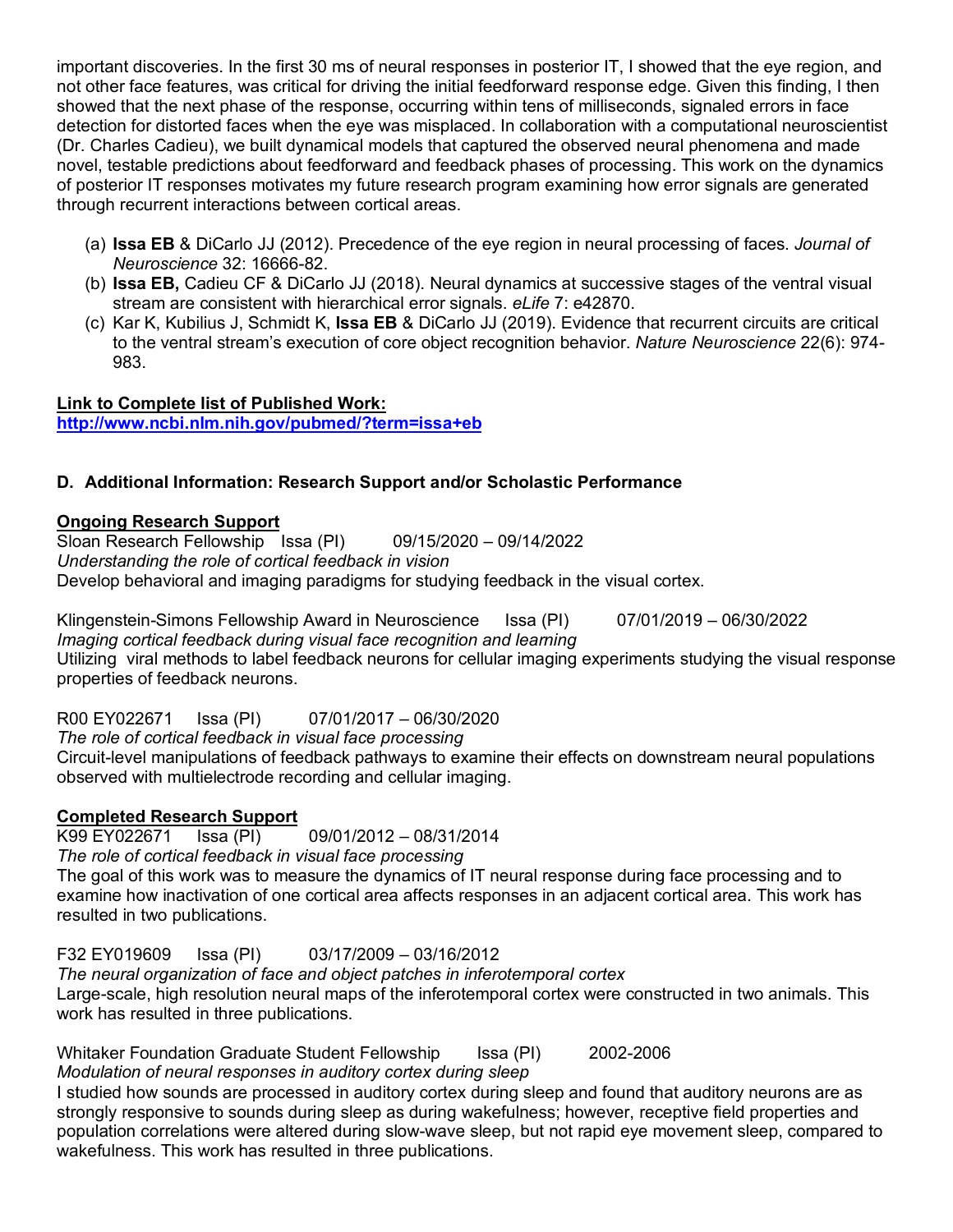important discoveries. In the first 30 ms of neural responses in posterior IT, I showed that the eye region, and not other face features, was critical for driving the initial feedforward response edge. Given this finding, I then showed that the next phase of the response, occurring within tens of milliseconds, signaled errors in face detection for distorted faces when the eye was misplaced. In collaboration with a computational neuroscientist (Dr. Charles Cadieu), we built dynamical models that captured the observed neural phenomena and made novel, testable predictions about feedforward and feedback phases of processing. This work on the dynamics of posterior IT responses motivates my future research program examining how error signals are generated through recurrent interactions between cortical areas.

(a) **Issa EB** & DiCarlo JJ (2012). Precedence of the eye region in neural processing of faces. *Journal of Neuroscience* 32: 16666-82.
(b) **Issa EB,** Cadieu CF & DiCarlo JJ (2018). Neural dynamics at successive stages of the ventral visual stream are consistent with hierarchical error signals. *eLife* 7: e42870.
(c) Kar K, Kubilius J, Schmidt K, **Issa EB** & DiCarlo JJ (2019). Evidence that recurrent circuits are critical to the ventral stream's execution of core object recognition behavior. *Nature Neuroscience* 22(6): 974-983.

**Link to Complete list of Published Work:**
**http://www.ncbi.nlm.nih.gov/pubmed/?term=issa+eb**

### D. Additional Information: Research Support and/or Scholastic Performance

**Ongoing Research Support**

Sloan Research Fellowship  Issa (PI)  09/15/2020 – 09/14/2022
*Understanding the role of cortical feedback in vision*
Develop behavioral and imaging paradigms for studying feedback in the visual cortex.

Klingenstein-Simons Fellowship Award in Neuroscience  Issa (PI)  07/01/2019 – 06/30/2022
*Imaging cortical feedback during visual face recognition and learning*
Utilizing viral methods to label feedback neurons for cellular imaging experiments studying the visual response properties of feedback neurons.

R00 EY022671  Issa (PI)  07/01/2017 – 06/30/2020
*The role of cortical feedback in visual face processing*
Circuit-level manipulations of feedback pathways to examine their effects on downstream neural populations observed with multielectrode recording and cellular imaging.

**Completed Research Support**

K99 EY022671  Issa (PI)  09/01/2012 – 08/31/2014
*The role of cortical feedback in visual face processing*
The goal of this work was to measure the dynamics of IT neural response during face processing and to examine how inactivation of one cortical area affects responses in an adjacent cortical area. This work has resulted in two publications.

F32 EY019609  Issa (PI)  03/17/2009 – 03/16/2012
*The neural organization of face and object patches in inferotemporal cortex*
Large-scale, high resolution neural maps of the inferotemporal cortex were constructed in two animals. This work has resulted in three publications.

Whitaker Foundation Graduate Student Fellowship  Issa (PI)  2002-2006
*Modulation of neural responses in auditory cortex during sleep*
I studied how sounds are processed in auditory cortex during sleep and found that auditory neurons are as strongly responsive to sounds during sleep as during wakefulness; however, receptive field properties and population correlations were altered during slow-wave sleep, but not rapid eye movement sleep, compared to wakefulness. This work has resulted in three publications.